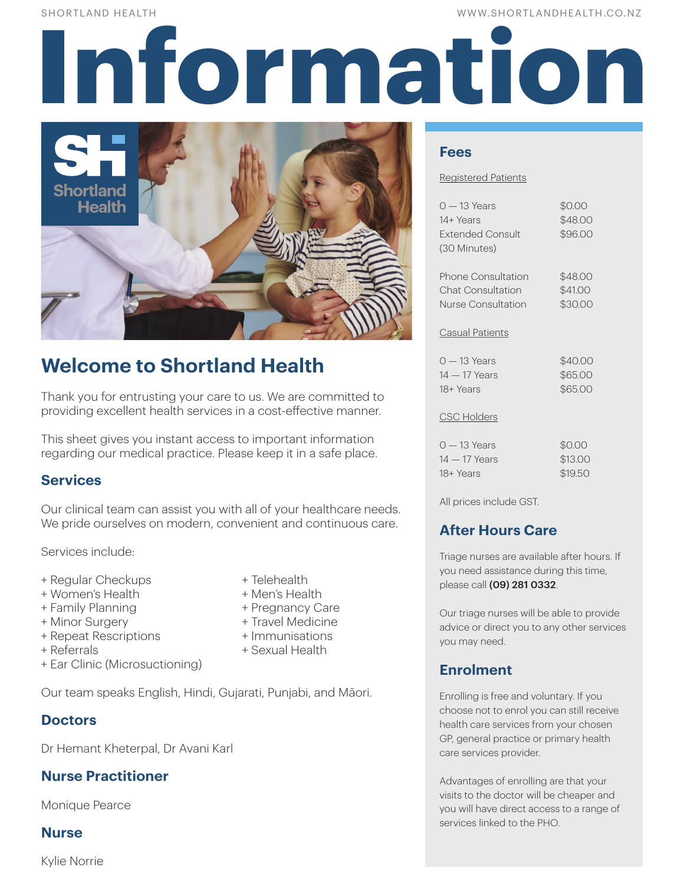# Information

## Welcome to Shortland Health

Thank you for entrusting your care to us. We are committed to providing excellent health services in a cost-effective manner.

This sheet gives you instant access to important information regarding our medical practice. Please keep it in a safe place.

### Services

Our clinical team can assist you with all of your healthcare needs. We pride ourselves on modern, convenient and continuous care.

Services include:

+ Regular Checkups
+ Women's Health
+ Family Planning
+ Minor Surgery
+ Repeat Rescriptions
+ Referrals
+ Ear Clinic (Microsuctioning)
+ Telehealth
+ Men's Health
+ Pregnancy Care
+ Travel Medicine
+ Immunisations
+ Sexual Health

Our team speaks English, Hindi, Gujarati, Punjabi, and Māori.

### Doctors

Dr Hemant Kheterpal, Dr Avani Karl

### Nurse Practitioner

Monique Pearce

### Nurse

Kylie Norrie

### Fees

Registered Patients

| | |
|---|---|
| 0 — 13 Years | $0.00 |
| 14+ Years | $48.00 |
| Extended Consult (30 Minutes) | $96.00 |
| Phone Consultation | $48.00 |
| Chat Consultation | $41.00 |
| Nurse Consultation | $30.00 |

Casual Patients

| | |
|---|---|
| 0 — 13 Years | $40.00 |
| 14 — 17 Years | $65.00 |
| 18+ Years | $65.00 |

CSC Holders

| | |
|---|---|
| 0 — 13 Years | $0.00 |
| 14 — 17 Years | $13.00 |
| 18+ Years | $19.50 |

All prices include GST.

### After Hours Care

Triage nurses are available after hours. If you need assistance during this time, please call **(09) 281 0332**.

Our triage nurses will be able to provide advice or direct you to any other services you may need.

### Enrolment

Enrolling is free and voluntary. If you choose not to enrol you can still receive health care services from your chosen GP, general practice or primary health care services provider.

Advantages of enrolling are that your visits to the doctor will be cheaper and you will have direct access to a range of services linked to the PHO.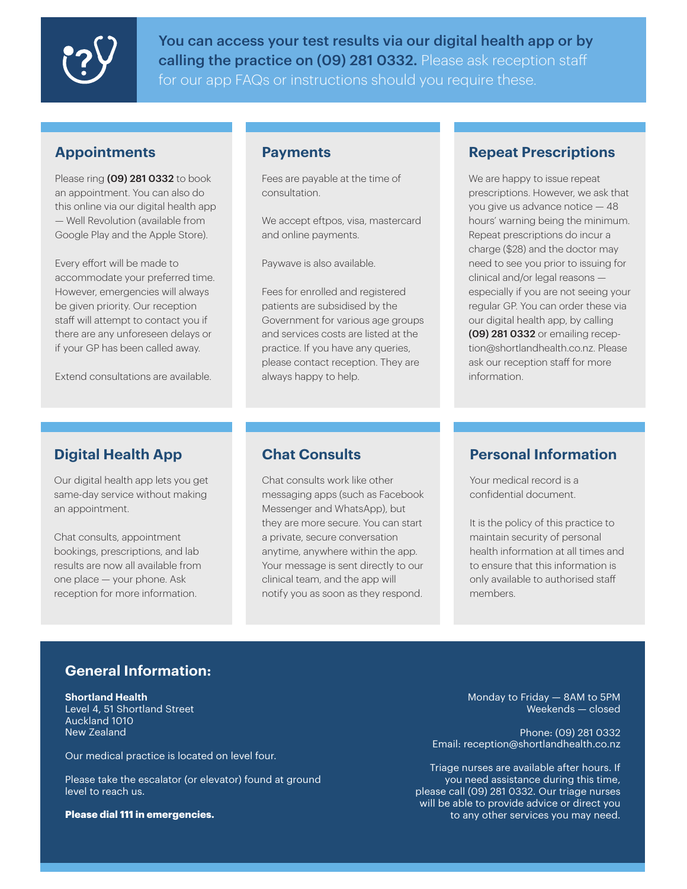**You can access your test results via our digital health app or by calling the practice on (09) 281 0332.** Please ask reception staff for our app FAQs or instructions should you require these.

## Appointments

Please ring **(09) 281 0332** to book an appointment. You can also do this online via our digital health app — Well Revolution (available from Google Play and the Apple Store).

Every effort will be made to accommodate your preferred time. However, emergencies will always be given priority. Our reception staff will attempt to contact you if there are any unforeseen delays or if your GP has been called away.

Extend consultations are available.

## Payments

Fees are payable at the time of consultation.

We accept eftpos, visa, mastercard and online payments.

Paywave is also available.

Fees for enrolled and registered patients are subsidised by the Government for various age groups and services costs are listed at the practice. If you have any queries, please contact reception. They are always happy to help.

## Repeat Prescriptions

We are happy to issue repeat prescriptions. However, we ask that you give us advance notice — 48 hours' warning being the minimum. Repeat prescriptions do incur a charge ($28) and the doctor may need to see you prior to issuing for clinical and/or legal reasons — especially if you are not seeing your regular GP. You can order these via our digital health app, by calling **(09) 281 0332** or emailing reception@shortlandhealth.co.nz. Please ask our reception staff for more information.

## Digital Health App

Our digital health app lets you get same-day service without making an appointment.

Chat consults, appointment bookings, prescriptions, and lab results are now all available from one place — your phone. Ask reception for more information.

## Chat Consults

Chat consults work like other messaging apps (such as Facebook Messenger and WhatsApp), but they are more secure. You can start a private, secure conversation anytime, anywhere within the app. Your message is sent directly to our clinical team, and the app will notify you as soon as they respond.

## Personal Information

Your medical record is a confidential document.

It is the policy of this practice to maintain security of personal health information at all times and to ensure that this information is only available to authorised staff members.

## General Information:

**Shortland Health**
Level 4, 51 Shortland Street
Auckland 1010
New Zealand

Our medical practice is located on level four.

Please take the escalator (or elevator) found at ground level to reach us.

**Please dial 111 in emergencies.**

Monday to Friday — 8AM to 5PM
Weekends — closed

Phone: (09) 281 0332
Email: reception@shortlandhealth.co.nz

Triage nurses are available after hours. If you need assistance during this time, please call (09) 281 0332. Our triage nurses will be able to provide advice or direct you to any other services you may need.